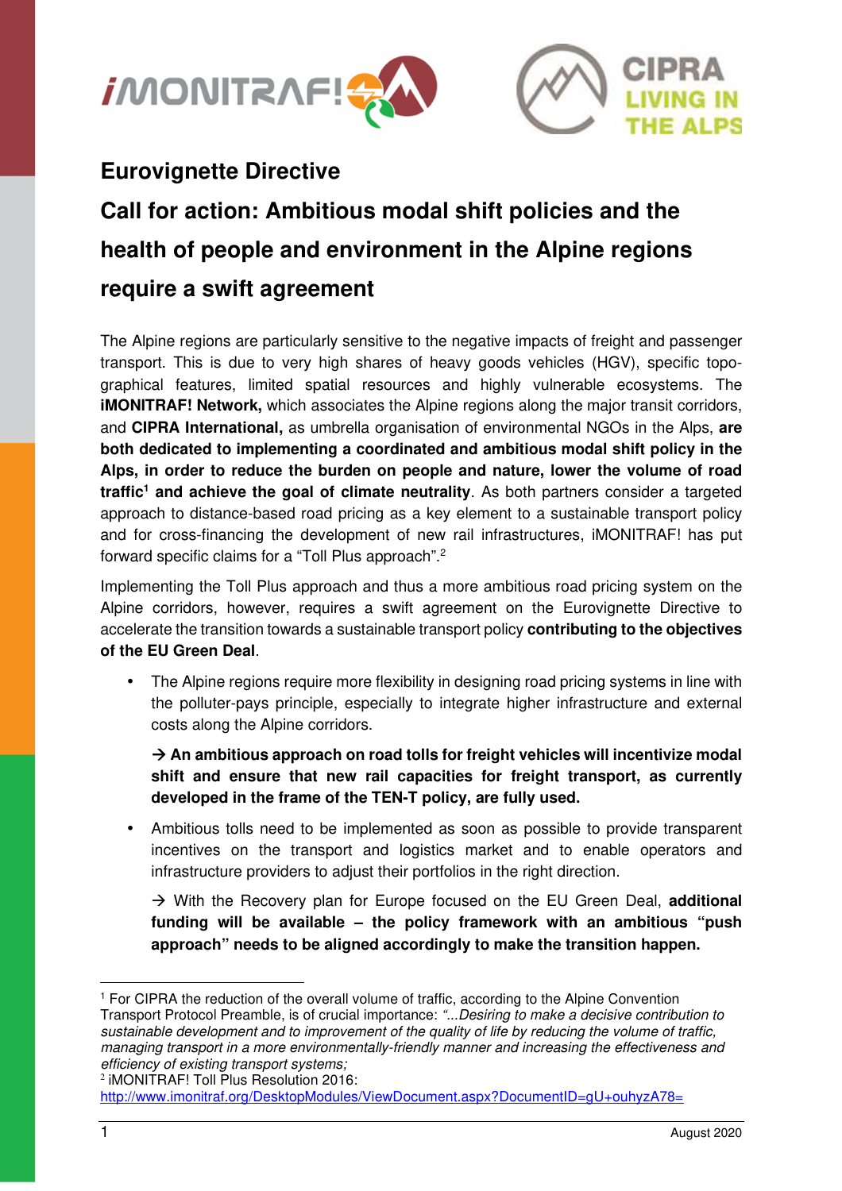# Eurovignette Directive

## Call for action: Ambitious modal shift policies and the health of people and environment in the Alpine regions require a swift agreement

The Alpine regions are particularly sensitive to the negative impacts of freight and passenger transport. This is due to very high shares of heavy goods vehicles (HGV), specific topo-graphical features, limited spatial resources and highly vulnerable ecosystems. The **iMONITRAF! Network,** which associates the Alpine regions along the major transit corridors, and **CIPRA International,** as umbrella organisation of environmental NGOs in the Alps, **are both dedicated to implementing a coordinated and ambitious modal shift policy in the Alps, in order to reduce the burden on people and nature, lower the volume of road traffic[1] and achieve the goal of climate neutrality**. As both partners consider a targeted approach to distance-based road pricing as a key element to a sustainable transport policy and for cross-financing the development of new rail infrastructures, iMONITRAF! has put forward specific claims for a "Toll Plus approach".[2]

Implementing the Toll Plus approach and thus a more ambitious road pricing system on the Alpine corridors, however, requires a swift agreement on the Eurovignette Directive to accelerate the transition towards a sustainable transport policy **contributing to the objectives of the EU Green Deal**.

- The Alpine regions require more flexibility in designing road pricing systems in line with the polluter-pays principle, especially to integrate higher infrastructure and external costs along the Alpine corridors.

  **→ An ambitious approach on road tolls for freight vehicles will incentivize modal shift and ensure that new rail capacities for freight transport, as currently developed in the frame of the TEN-T policy, are fully used.**

- Ambitious tolls need to be implemented as soon as possible to provide transparent incentives on the transport and logistics market and to enable operators and infrastructure providers to adjust their portfolios in the right direction.

  → With the Recovery plan for Europe focused on the EU Green Deal, **additional funding will be available – the policy framework with an ambitious "push approach" needs to be aligned accordingly to make the transition happen.**

---

[1] For CIPRA the reduction of the overall volume of traffic, according to the Alpine Convention Transport Protocol Preamble, is of crucial importance: *"...Desiring to make a decisive contribution to sustainable development and to improvement of the quality of life by reducing the volume of traffic, managing transport in a more environmentally-friendly manner and increasing the effectiveness and efficiency of existing transport systems;*

[2] iMONITRAF! Toll Plus Resolution 2016: http://www.imonitraf.org/DesktopModules/ViewDocument.aspx?DocumentID=gU+ouhyzA78=

August 2020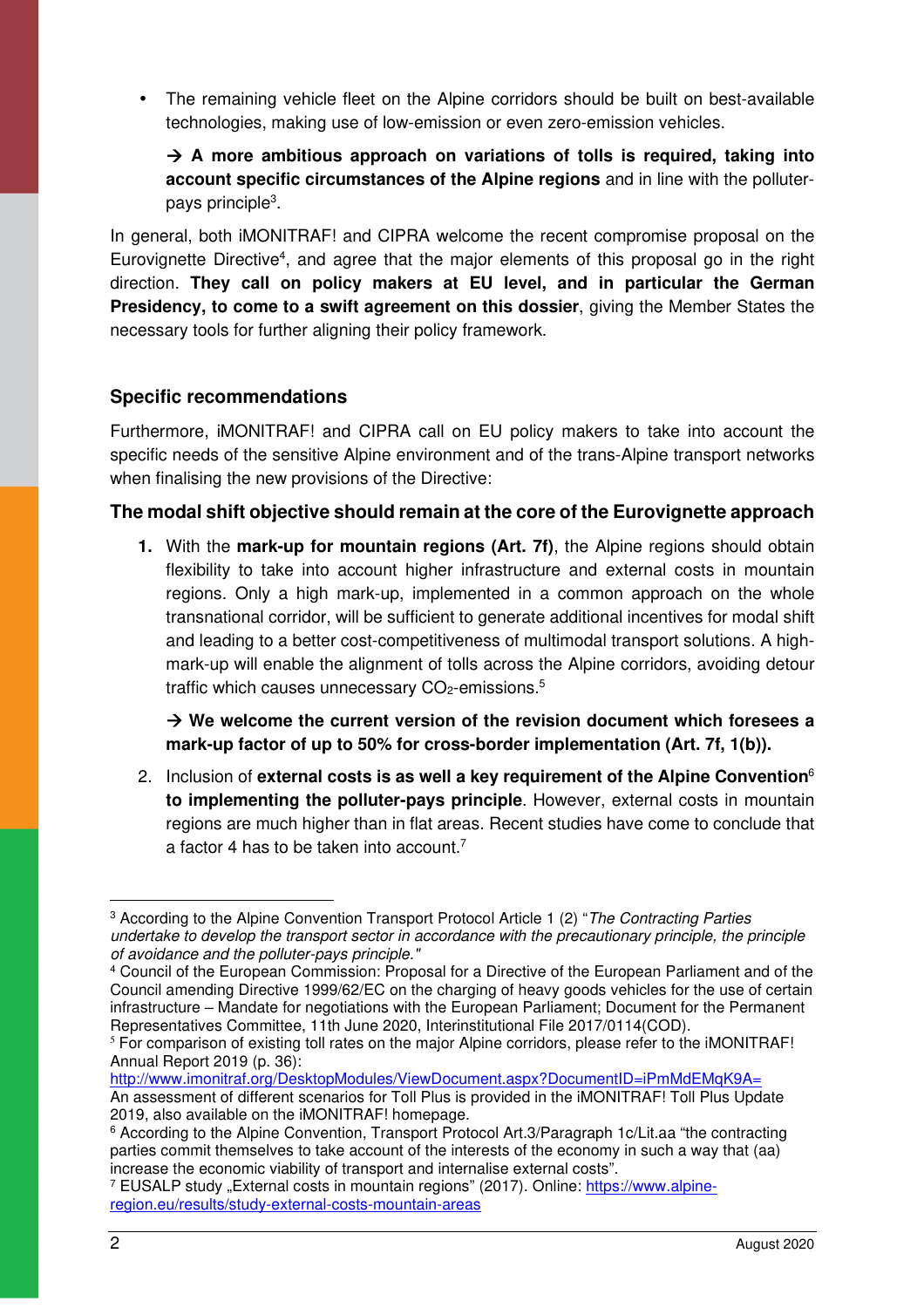- The remaining vehicle fleet on the Alpine corridors should be built on best-available technologies, making use of low-emission or even zero-emission vehicles.

  → **A more ambitious approach on variations of tolls is required, taking into account specific circumstances of the Alpine regions** and in line with the polluter-pays principle[3].

In general, both iMONITRAF! and CIPRA welcome the recent compromise proposal on the Eurovignette Directive[4], and agree that the major elements of this proposal go in the right direction. **They call on policy makers at EU level, and in particular the German Presidency, to come to a swift agreement on this dossier**, giving the Member States the necessary tools for further aligning their policy framework.

## Specific recommendations

Furthermore, iMONITRAF! and CIPRA call on EU policy makers to take into account the specific needs of the sensitive Alpine environment and of the trans-Alpine transport networks when finalising the new provisions of the Directive:

### The modal shift objective should remain at the core of the Eurovignette approach

1. With the **mark-up for mountain regions (Art. 7f)**, the Alpine regions should obtain flexibility to take into account higher infrastructure and external costs in mountain regions. Only a high mark-up, implemented in a common approach on the whole transnational corridor, will be sufficient to generate additional incentives for modal shift and leading to a better cost-competitiveness of multimodal transport solutions. A high-mark-up will enable the alignment of tolls across the Alpine corridors, avoiding detour traffic which causes unnecessary $CO_2$-emissions.[5]

   → **We welcome the current version of the revision document which foresees a mark-up factor of up to 50% for cross-border implementation (Art. 7f, 1(b)).**

2. Inclusion of **external costs is as well a key requirement of the Alpine Convention**[6] **to implementing the polluter-pays principle**. However, external costs in mountain regions are much higher than in flat areas. Recent studies have come to conclude that a factor 4 has to be taken into account.[7]

---

[3] According to the Alpine Convention Transport Protocol Article 1 (2) "*The Contracting Parties undertake to develop the transport sector in accordance with the precautionary principle, the principle of avoidance and the polluter-pays principle."*

[4] Council of the European Commission: Proposal for a Directive of the European Parliament and of the Council amending Directive 1999/62/EC on the charging of heavy goods vehicles for the use of certain infrastructure – Mandate for negotiations with the European Parliament; Document for the Permanent Representatives Committee, 11th June 2020, Interinstitutional File 2017/0114(COD).

[5] For comparison of existing toll rates on the major Alpine corridors, please refer to the iMONITRAF! Annual Report 2019 (p. 36): http://www.imonitraf.org/DesktopModules/ViewDocument.aspx?DocumentID=iPmMdEMqK9A= An assessment of different scenarios for Toll Plus is provided in the iMONITRAF! Toll Plus Update 2019, also available on the iMONITRAF! homepage.

[6] According to the Alpine Convention, Transport Protocol Art.3/Paragraph 1c/Lit.aa "the contracting parties commit themselves to take account of the interests of the economy in such a way that (aa) increase the economic viability of transport and internalise external costs".

[7] EUSALP study „External costs in mountain regions" (2017). Online: https://www.alpine-region.eu/results/study-external-costs-mountain-areas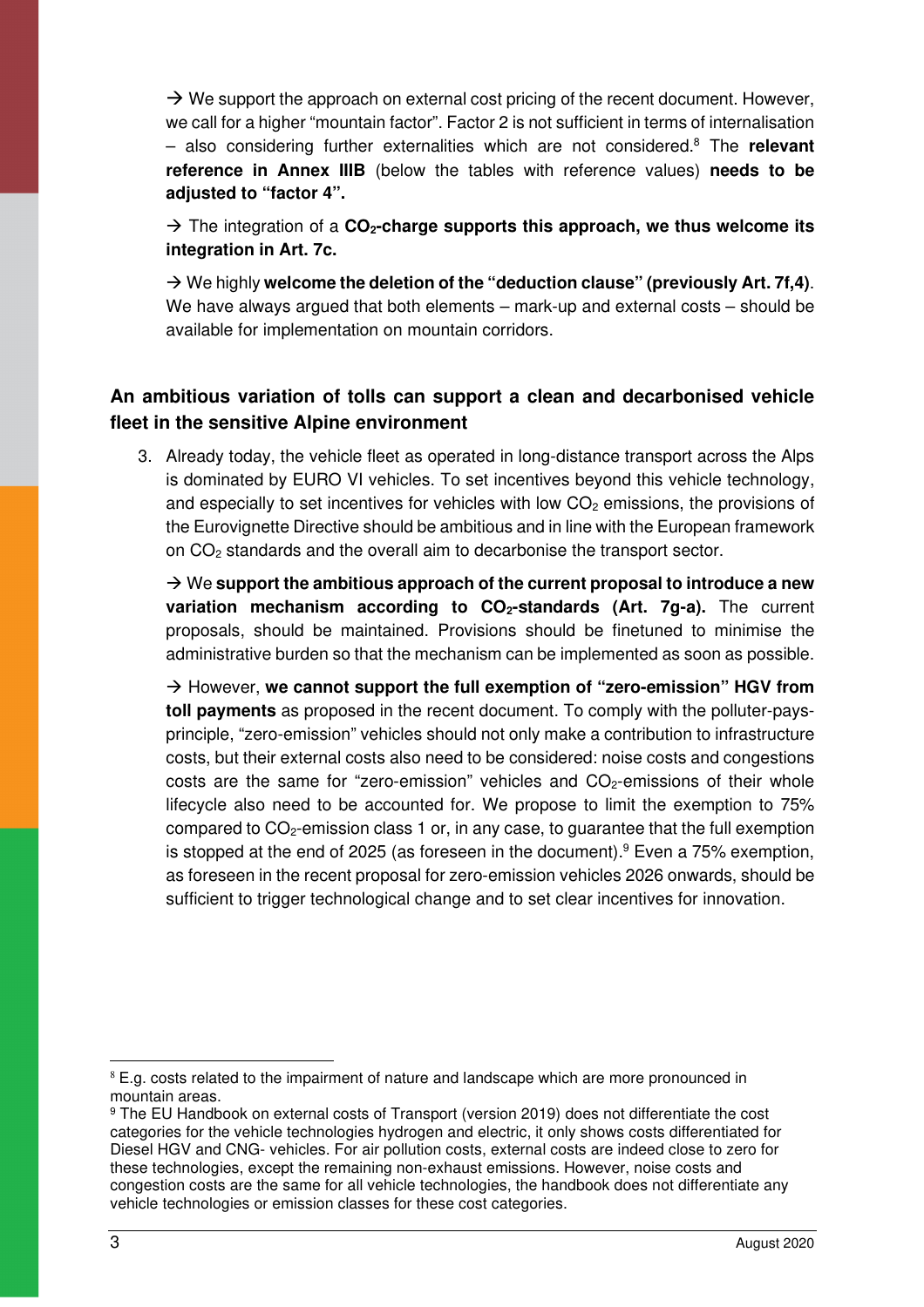→ We support the approach on external cost pricing of the recent document. However, we call for a higher "mountain factor". Factor 2 is not sufficient in terms of internalisation – also considering further externalities which are not considered.[8] The **relevant reference in Annex IIIB** (below the tables with reference values) **needs to be adjusted to "factor 4".**

→ The integration of a **$CO_2$-charge supports this approach, we thus welcome its integration in Art. 7c.**

→ We highly **welcome the deletion of the "deduction clause" (previously Art. 7f,4)**. We have always argued that both elements – mark-up and external costs – should be available for implementation on mountain corridors.

## An ambitious variation of tolls can support a clean and decarbonised vehicle fleet in the sensitive Alpine environment

3. Already today, the vehicle fleet as operated in long-distance transport across the Alps is dominated by EURO VI vehicles. To set incentives beyond this vehicle technology, and especially to set incentives for vehicles with low $CO_2$ emissions, the provisions of the Eurovignette Directive should be ambitious and in line with the European framework on $CO_2$ standards and the overall aim to decarbonise the transport sector.

   → We **support the ambitious approach of the current proposal to introduce a new variation mechanism according to $CO_2$-standards (Art. 7g-a).** The current proposals, should be maintained. Provisions should be finetuned to minimise the administrative burden so that the mechanism can be implemented as soon as possible.

   → However, **we cannot support the full exemption of "zero-emission" HGV from toll payments** as proposed in the recent document. To comply with the polluter-pays-principle, "zero-emission" vehicles should not only make a contribution to infrastructure costs, but their external costs also need to be considered: noise costs and congestions costs are the same for "zero-emission" vehicles and $CO_2$-emissions of their whole lifecycle also need to be accounted for. We propose to limit the exemption to 75% compared to $CO_2$-emission class 1 or, in any case, to guarantee that the full exemption is stopped at the end of 2025 (as foreseen in the document).[9] Even a 75% exemption, as foreseen in the recent proposal for zero-emission vehicles 2026 onwards, should be sufficient to trigger technological change and to set clear incentives for innovation.

---

[8] E.g. costs related to the impairment of nature and landscape which are more pronounced in mountain areas.

[9] The EU Handbook on external costs of Transport (version 2019) does not differentiate the cost categories for the vehicle technologies hydrogen and electric, it only shows costs differentiated for Diesel HGV and CNG- vehicles. For air pollution costs, external costs are indeed close to zero for these technologies, except the remaining non-exhaust emissions. However, noise costs and congestion costs are the same for all vehicle technologies, the handbook does not differentiate any vehicle technologies or emission classes for these cost categories.